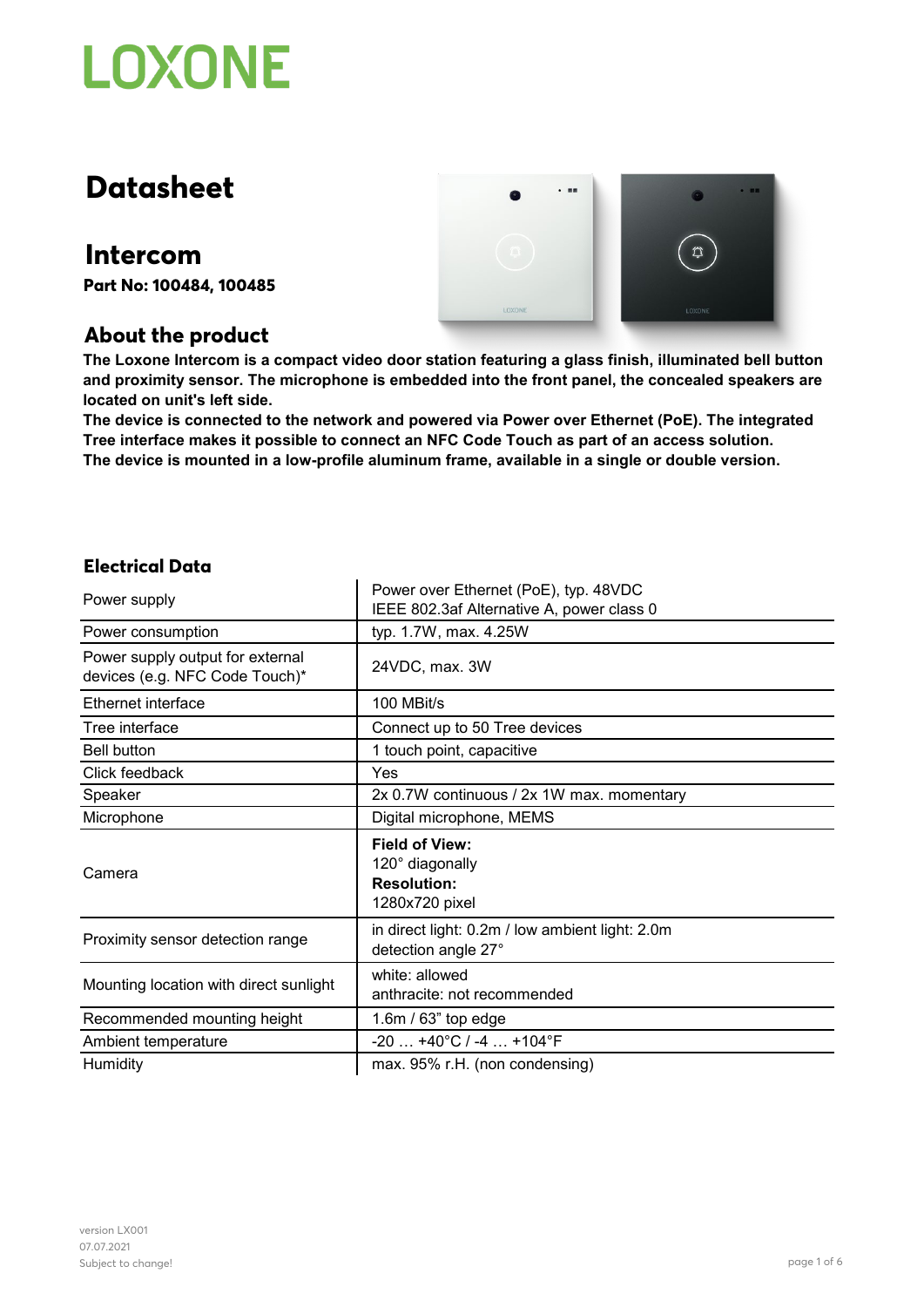# LOXONE

# Datasheet

## Intercom

**Part No: 100484, 100485**

## About the product

**The Loxone Intercom is a compact video door station featuring a glass finish, illuminated bell button and proximity sensor. The microphone is embedded into the front panel, the concealed speakers are located on unit's left side.**
**The device is connected to the network and powered via Power over Ethernet (PoE). The integrated Tree interface makes it possible to connect an NFC Code Touch as part of an access solution.**
**The device is mounted in a low-profile aluminum frame, available in a single or double version.**

### Electrical Data

| | |
|---|---|
| Power supply | Power over Ethernet (PoE), typ. 48VDC<br>IEEE 802.3af Alternative A, power class 0 |
| Power consumption | typ. 1.7W, max. 4.25W |
| Power supply output for external devices (e.g. NFC Code Touch)* | 24VDC, max. 3W |
| Ethernet interface | 100 MBit/s |
| Tree interface | Connect up to 50 Tree devices |
| Bell button | 1 touch point, capacitive |
| Click feedback | Yes |
| Speaker | 2x 0.7W continuous / 2x 1W max. momentary |
| Microphone | Digital microphone, MEMS |
| Camera | **Field of View:**<br>120° diagonally<br>**Resolution:**<br>1280x720 pixel |
| Proximity sensor detection range | in direct light: 0.2m / low ambient light: 2.0m<br>detection angle 27° |
| Mounting location with direct sunlight | white: allowed<br>anthracite: not recommended |
| Recommended mounting height | 1.6m / 63" top edge |
| Ambient temperature | -20 … +40°C / -4 … +104°F |
| Humidity | max. 95% r.H. (non condensing) |

version LX001
07.07.2021
Subject to change!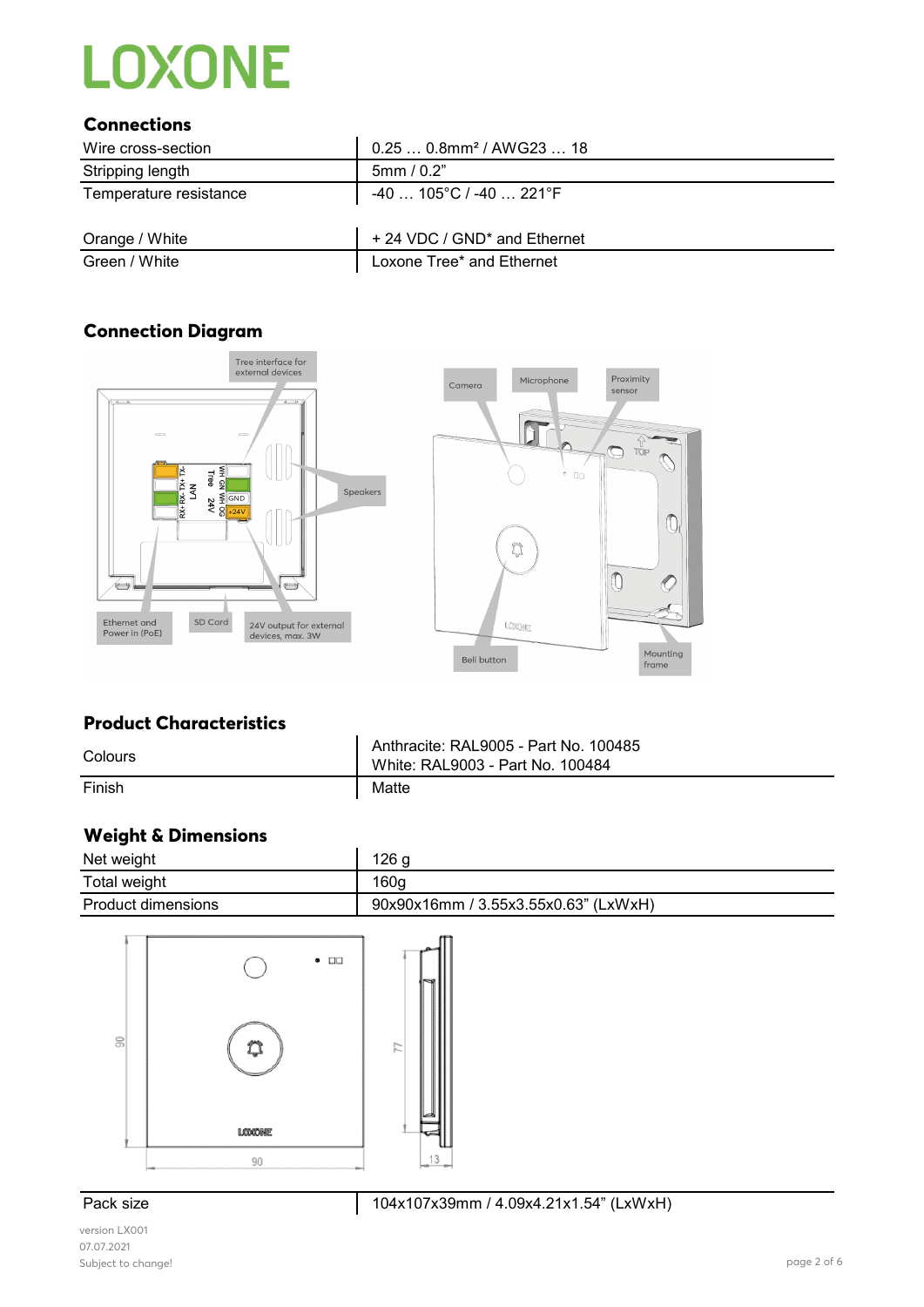## Connections

| | |
|---|---|
| Wire cross-section | 0.25 … 0.8mm² / AWG23 … 18 |
| Stripping length | 5mm / 0.2" |
| Temperature resistance | -40 … 105°C / -40 … 221°F |

| | |
|---|---|
| Orange / White | + 24 VDC / GND* and Ethernet |
| Green / White | Loxone Tree* and Ethernet |

## Connection Diagram

## Product Characteristics

| | |
|---|---|
| Colours | Anthracite: RAL9005 - Part No. 100485<br>White: RAL9003 - Part No. 100484 |
| Finish | Matte |

## Weight & Dimensions

| | |
|---|---|
| Net weight | 126 g |
| Total weight | 160g |
| Product dimensions | 90x90x16mm / 3.55x3.55x0.63" (LxWxH) |

| | |
|---|---|
| Pack size | 104x107x39mm / 4.09x4.21x1.54" (LxWxH) |

version LX001
07.07.2021
Subject to change!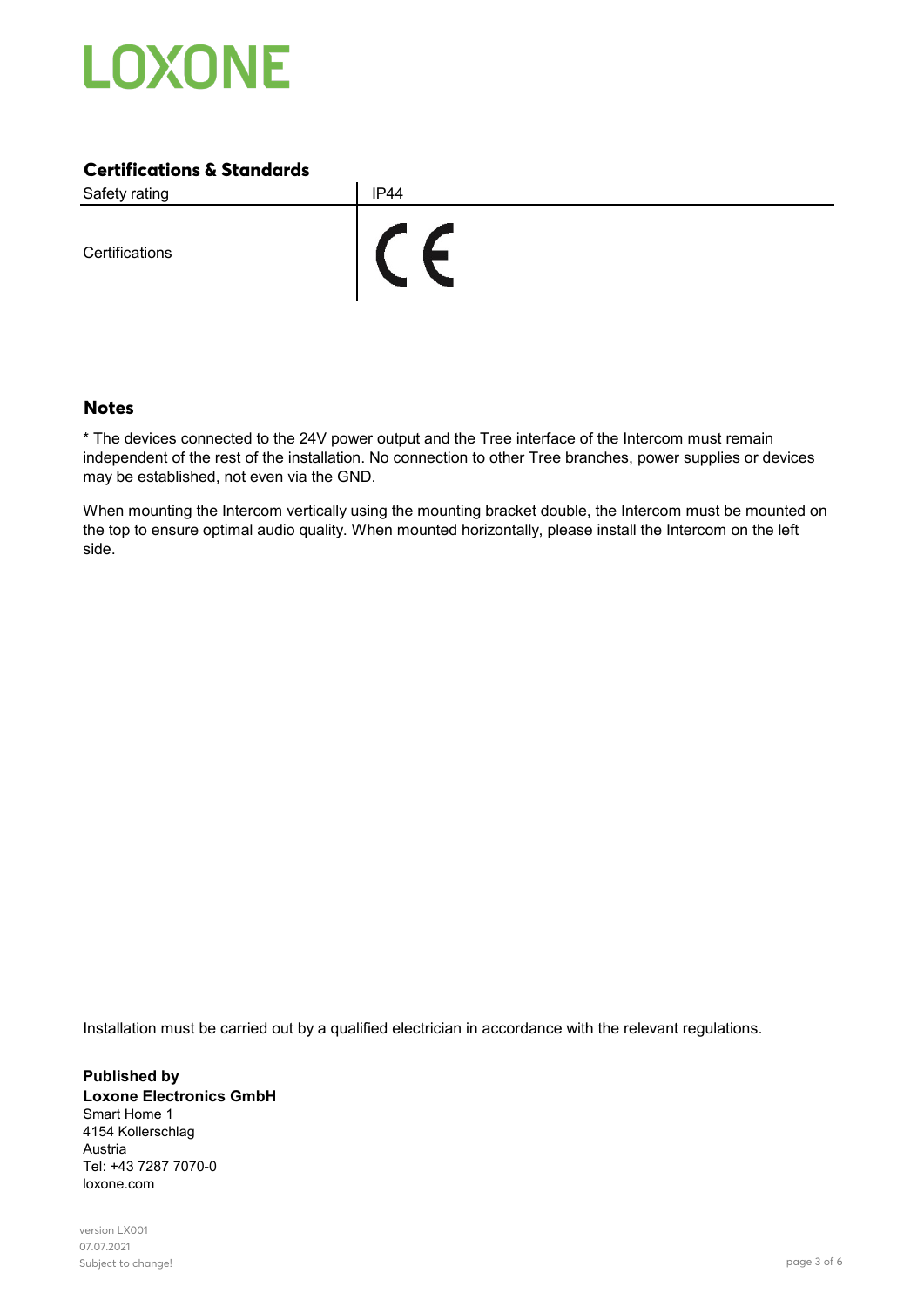## Certifications & Standards

| Safety rating | IP44 |
|---|---|
| Certifications | CE |

## Notes

* The devices connected to the 24V power output and the Tree interface of the Intercom must remain independent of the rest of the installation. No connection to other Tree branches, power supplies or devices may be established, not even via the GND.

When mounting the Intercom vertically using the mounting bracket double, the Intercom must be mounted on the top to ensure optimal audio quality. When mounted horizontally, please install the Intercom on the left side.

Installation must be carried out by a qualified electrician in accordance with the relevant regulations.

**Published by**
**Loxone Electronics GmbH**
Smart Home 1
4154 Kollerschlag
Austria
Tel: +43 7287 7070-0
loxone.com

version LX001
07.07.2021
Subject to change!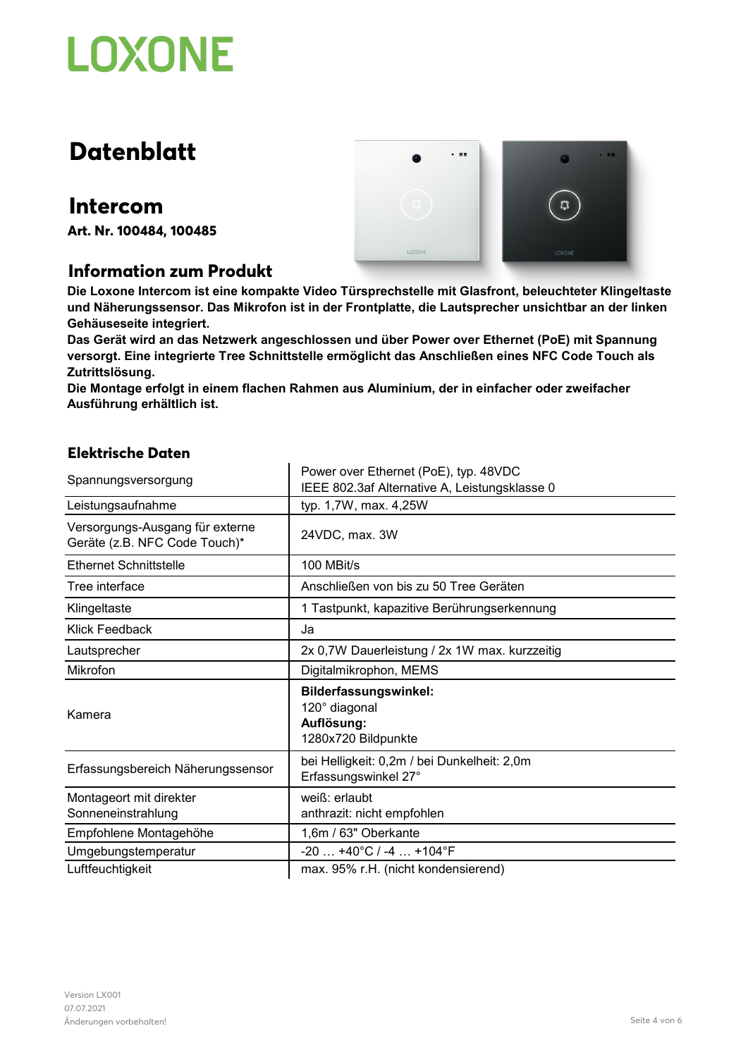LOXONE

# Datenblatt

## Intercom

**Art. Nr. 100484, 100485**

### Information zum Produkt

**Die Loxone Intercom ist eine kompakte Video Türsprechstelle mit Glasfront, beleuchteter Klingeltaste und Näherungssensor. Das Mikrofon ist in der Frontplatte, die Lautsprecher unsichtbar an der linken Gehäuseseite integriert.**
**Das Gerät wird an das Netzwerk angeschlossen und über Power over Ethernet (PoE) mit Spannung versorgt. Eine integrierte Tree Schnittstelle ermöglicht das Anschließen eines NFC Code Touch als Zutrittslösung.**
**Die Montage erfolgt in einem flachen Rahmen aus Aluminium, der in einfacher oder zweifacher Ausführung erhältlich ist.**

### Elektrische Daten

| | |
|---|---|
| Spannungsversorgung | Power over Ethernet (PoE), typ. 48VDC<br>IEEE 802.3af Alternative A, Leistungsklasse 0 |
| Leistungsaufnahme | typ. 1,7W, max. 4,25W |
| Versorgungs-Ausgang für externe Geräte (z.B. NFC Code Touch)* | 24VDC, max. 3W |
| Ethernet Schnittstelle | 100 MBit/s |
| Tree interface | Anschließen von bis zu 50 Tree Geräten |
| Klingeltaste | 1 Tastpunkt, kapazitive Berührungserkennung |
| Klick Feedback | Ja |
| Lautsprecher | 2x 0,7W Dauerleistung / 2x 1W max. kurzzeitig |
| Mikrofon | Digitalmikrophon, MEMS |
| Kamera | **Bilderfassungswinkel:**<br>120° diagonal<br>**Auflösung:**<br>1280x720 Bildpunkte |
| Erfassungsbereich Näherungssensor | bei Helligkeit: 0,2m / bei Dunkelheit: 2,0m<br>Erfassungswinkel 27° |
| Montageort mit direkter Sonneneinstrahlung | weiß: erlaubt<br>anthrazit: nicht empfohlen |
| Empfohlene Montagehöhe | 1,6m / 63" Oberkante |
| Umgebungstemperatur | -20 … +40°C / -4 … +104°F |
| Luftfeuchtigkeit | max. 95% r.H. (nicht kondensierend) |

Version LX001
07.07.2021
Änderungen vorbehalten!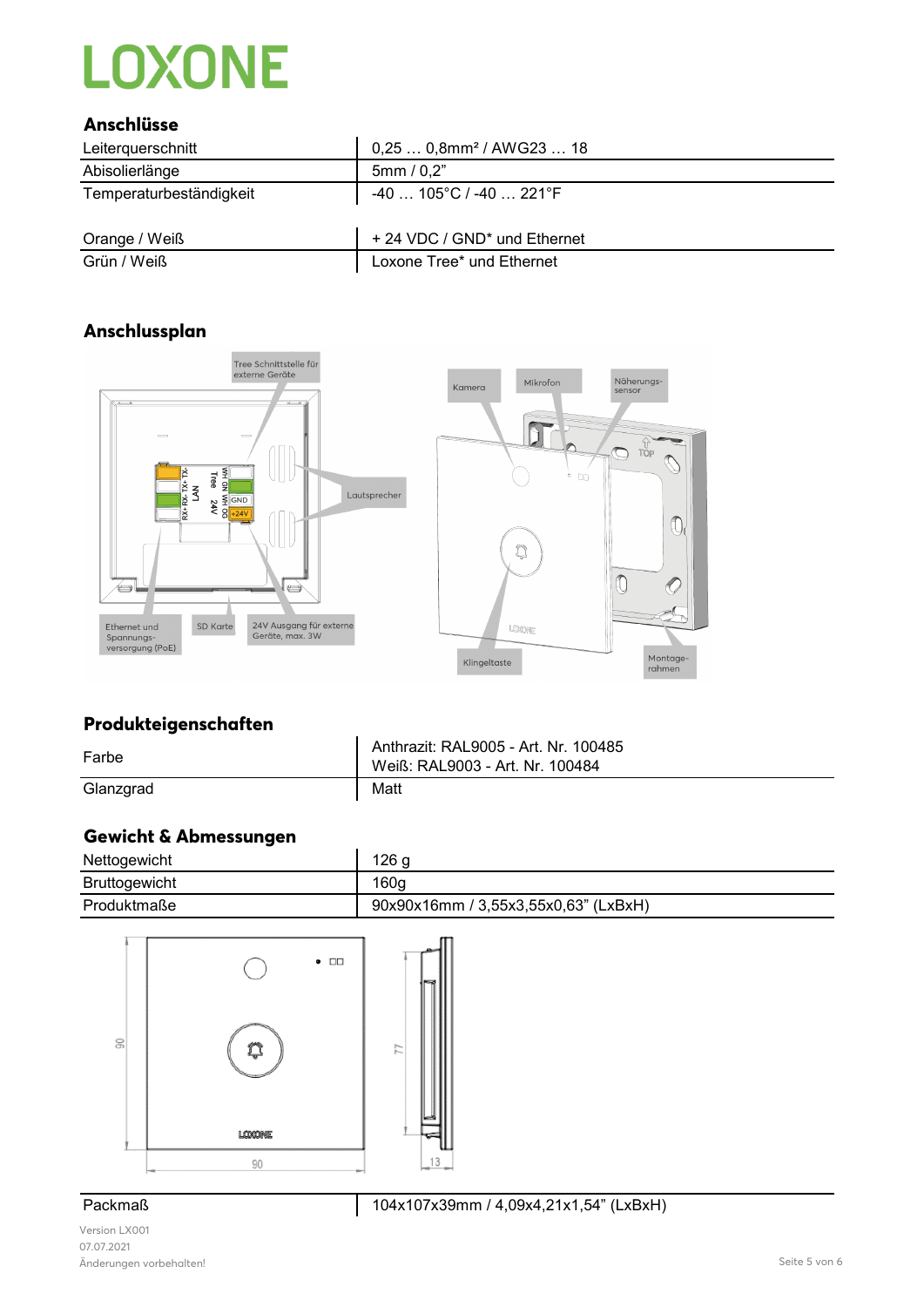## Anschlüsse

| | |
|---|---|
| Leiterquerschnitt | 0,25 … 0,8mm² / AWG23 … 18 |
| Abisolierlänge | 5mm / 0,2" |
| Temperaturbeständigkeit | -40 … 105°C / -40 … 221°F |

| | |
|---|---|
| Orange / Weiß | + 24 VDC / GND* und Ethernet |
| Grün / Weiß | Loxone Tree* und Ethernet |

## Anschlussplan

Tree Schnittstelle für externe Geräte

Lautsprecher

Ethernet und Spannungsversorgung (PoE)

SD Karte

24V Ausgang für externe Geräte, max. 3W

Kamera

Mikrofon

Näherungssensor

Klingeltaste

Montagerahmen

## Produkteigenschaften

| | |
|---|---|
| Farbe | Anthrazit: RAL9005 - Art. Nr. 100485<br>Weiß: RAL9003 - Art. Nr. 100484 |
| Glanzgrad | Matt |

## Gewicht & Abmessungen

| | |
|---|---|
| Nettogewicht | 126 g |
| Bruttogewicht | 160g |
| Produktmaße | 90x90x16mm / 3,55x3,55x0,63" (LxBxH) |

| | |
|---|---|
| Packmaß | 104x107x39mm / 4,09x4,21x1,54" (LxBxH) |

Version LX001
07.07.2021
Änderungen vorbehalten!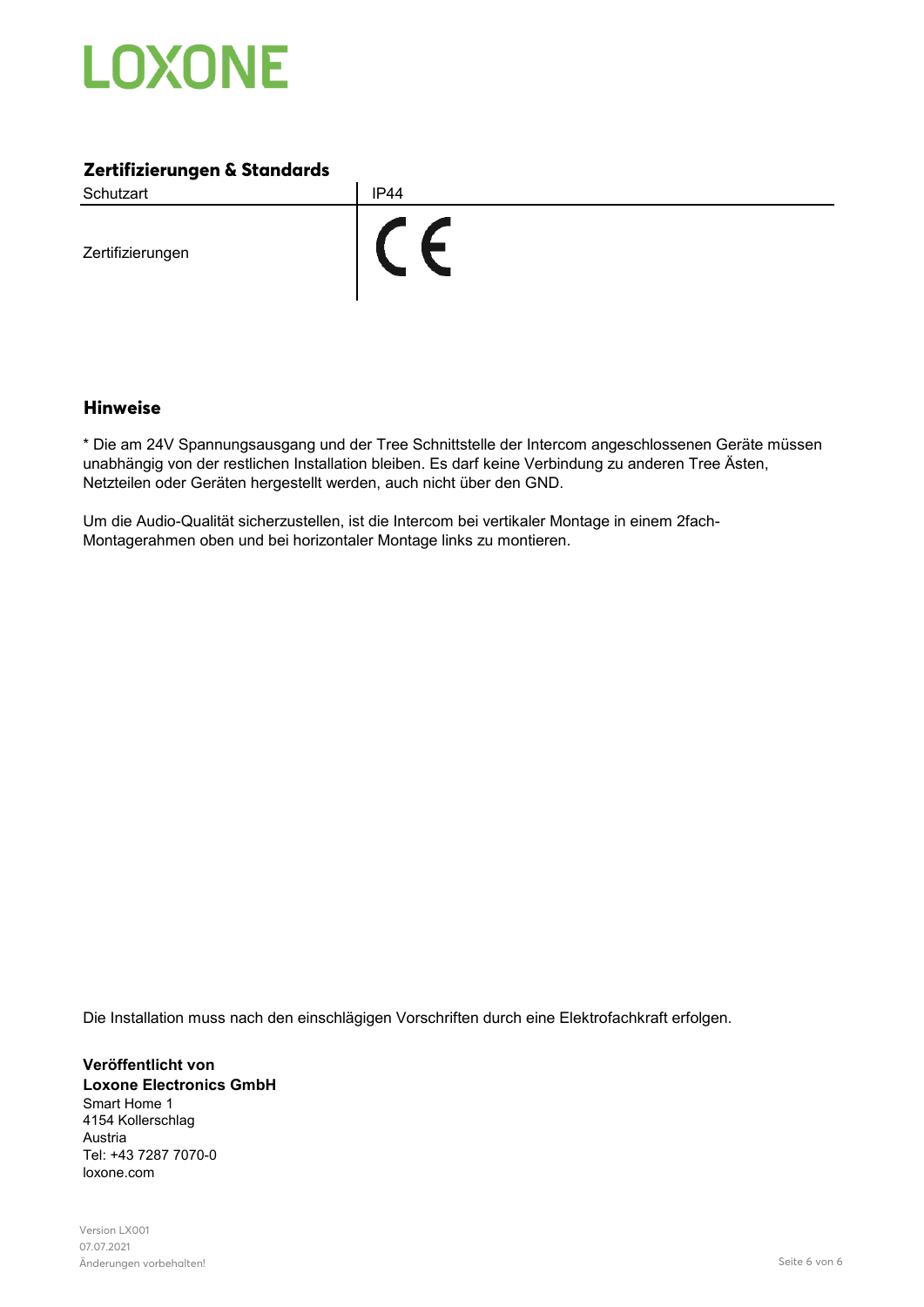## Zertifizierungen & Standards

| | |
|---|---|
| Schutzart | IP44 |
| Zertifizierungen | CE |

## Hinweise

* Die am 24V Spannungsausgang und der Tree Schnittstelle der Intercom angeschlossenen Geräte müssen unabhängig von der restlichen Installation bleiben. Es darf keine Verbindung zu anderen Tree Ästen, Netzteilen oder Geräten hergestellt werden, auch nicht über den GND.

Um die Audio-Qualität sicherzustellen, ist die Intercom bei vertikaler Montage in einem 2fach-Montagerahmen oben und bei horizontaler Montage links zu montieren.

Die Installation muss nach den einschlägigen Vorschriften durch eine Elektrofachkraft erfolgen.

**Veröffentlicht von**
**Loxone Electronics GmbH**
Smart Home 1
4154 Kollerschlag
Austria
Tel: +43 7287 7070-0
loxone.com

Version LX001
07.07.2021
Änderungen vorbehalten!